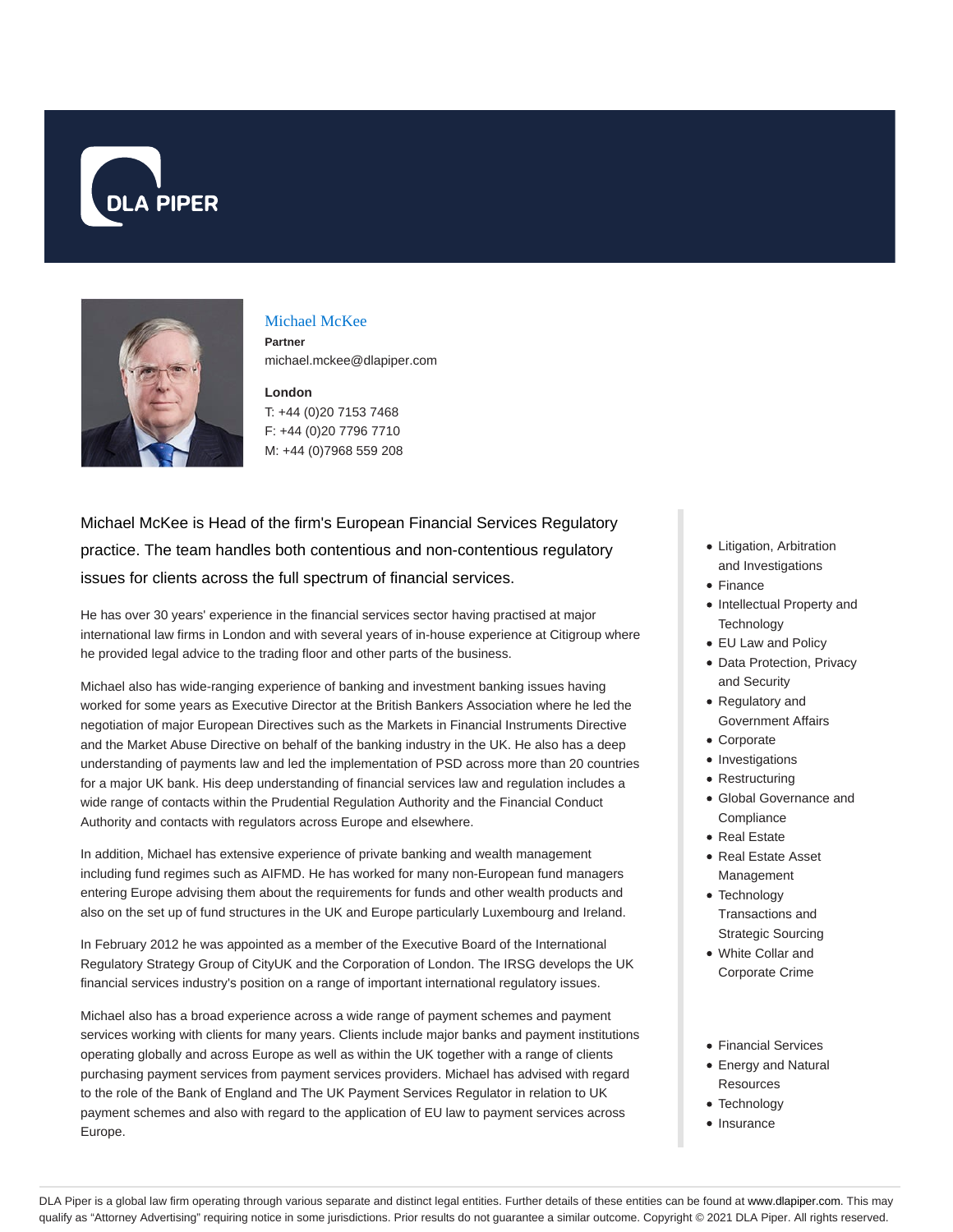# Michael McKee

**Partner**

michael.mckee@dlapiper.com

**London**

T: +44 (0)20 7153 7468

F: +44 (0)20 7796 7710

M: +44 (0)7968 559 208

Michael McKee is Head of the firm's European Financial Services Regulatory practice. The team handles both contentious and non-contentious regulatory issues for clients across the full spectrum of financial services.

He has over 30 years' experience in the financial services sector having practised at major international law firms in London and with several years of in-house experience at Citigroup where he provided legal advice to the trading floor and other parts of the business.

Michael also has wide-ranging experience of banking and investment banking issues having worked for some years as Executive Director at the British Bankers Association where he led the negotiation of major European Directives such as the Markets in Financial Instruments Directive and the Market Abuse Directive on behalf of the banking industry in the UK. He also has a deep understanding of payments law and led the implementation of PSD across more than 20 countries for a major UK bank. His deep understanding of financial services law and regulation includes a wide range of contacts within the Prudential Regulation Authority and the Financial Conduct Authority and contacts with regulators across Europe and elsewhere.

In addition, Michael has extensive experience of private banking and wealth management including fund regimes such as AIFMD. He has worked for many non-European fund managers entering Europe advising them about the requirements for funds and other wealth products and also on the set up of fund structures in the UK and Europe particularly Luxembourg and Ireland.

In February 2012 he was appointed as a member of the Executive Board of the International Regulatory Strategy Group of CityUK and the Corporation of London. The IRSG develops the UK financial services industry's position on a range of important international regulatory issues.

Michael also has a broad experience across a wide range of payment schemes and payment services working with clients for many years. Clients include major banks and payment institutions operating globally and across Europe as well as within the UK together with a range of clients purchasing payment services from payment services providers. Michael has advised with regard to the role of the Bank of England and The UK Payment Services Regulator in relation to UK payment schemes and also with regard to the application of EU law to payment services across Europe.

- Litigation, Arbitration and Investigations
- Finance
- Intellectual Property and Technology
- EU Law and Policy
- Data Protection, Privacy and Security
- Regulatory and Government Affairs
- Corporate
- Investigations
- Restructuring
- Global Governance and Compliance
- Real Estate
- Real Estate Asset Management
- Technology Transactions and Strategic Sourcing
- White Collar and Corporate Crime

- Financial Services
- Energy and Natural Resources
- Technology
- Insurance

DLA Piper is a global law firm operating through various separate and distinct legal entities. Further details of these entities can be found at www.dlapiper.com. This may qualify as "Attorney Advertising" requiring notice in some jurisdictions. Prior results do not guarantee a similar outcome. Copyright © 2021 DLA Piper. All rights reserved.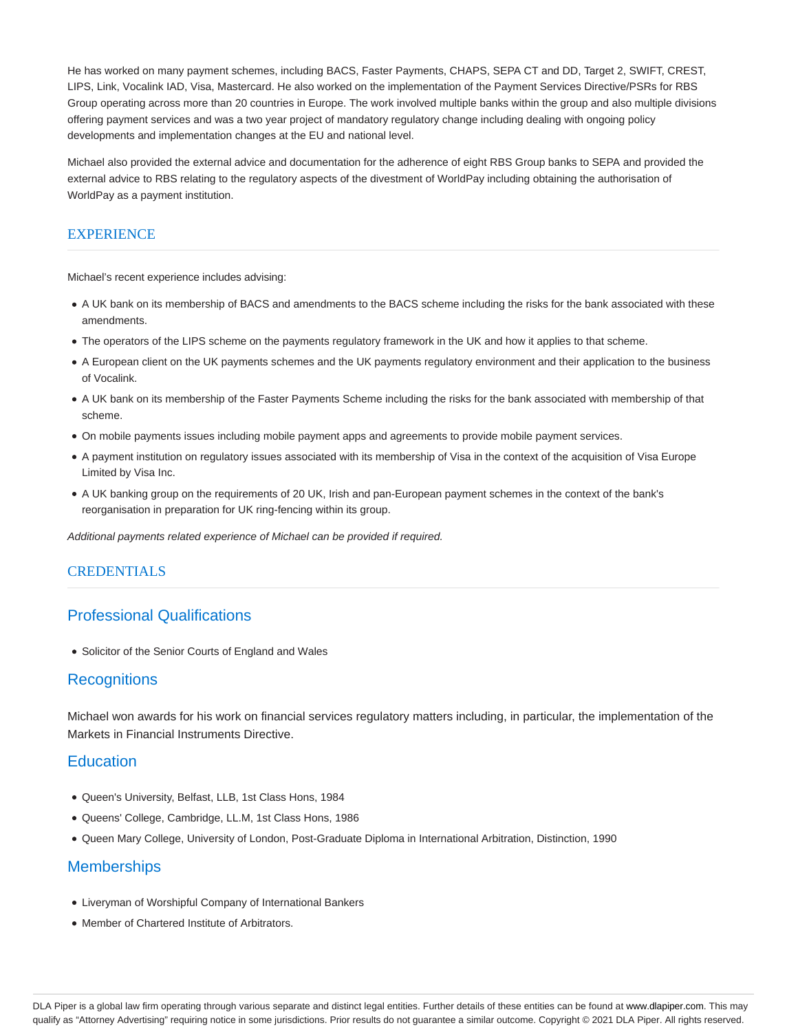He has worked on many payment schemes, including BACS, Faster Payments, CHAPS, SEPA CT and DD, Target 2, SWIFT, CREST, LIPS, Link, Vocalink IAD, Visa, Mastercard. He also worked on the implementation of the Payment Services Directive/PSRs for RBS Group operating across more than 20 countries in Europe. The work involved multiple banks within the group and also multiple divisions offering payment services and was a two year project of mandatory regulatory change including dealing with ongoing policy developments and implementation changes at the EU and national level.

Michael also provided the external advice and documentation for the adherence of eight RBS Group banks to SEPA and provided the external advice to RBS relating to the regulatory aspects of the divestment of WorldPay including obtaining the authorisation of WorldPay as a payment institution.

## EXPERIENCE

Michael's recent experience includes advising:

- A UK bank on its membership of BACS and amendments to the BACS scheme including the risks for the bank associated with these amendments.
- The operators of the LIPS scheme on the payments regulatory framework in the UK and how it applies to that scheme.
- A European client on the UK payments schemes and the UK payments regulatory environment and their application to the business of Vocalink.
- A UK bank on its membership of the Faster Payments Scheme including the risks for the bank associated with membership of that scheme.
- On mobile payments issues including mobile payment apps and agreements to provide mobile payment services.
- A payment institution on regulatory issues associated with its membership of Visa in the context of the acquisition of Visa Europe Limited by Visa Inc.
- A UK banking group on the requirements of 20 UK, Irish and pan-European payment schemes in the context of the bank's reorganisation in preparation for UK ring-fencing within its group.

*Additional payments related experience of Michael can be provided if required.*

## CREDENTIALS

### Professional Qualifications

- Solicitor of the Senior Courts of England and Wales

### Recognitions

Michael won awards for his work on financial services regulatory matters including, in particular, the implementation of the Markets in Financial Instruments Directive.

### Education

- Queen's University, Belfast, LLB, 1st Class Hons, 1984
- Queens' College, Cambridge, LL.M, 1st Class Hons, 1986
- Queen Mary College, University of London, Post-Graduate Diploma in International Arbitration, Distinction, 1990

### Memberships

- Liveryman of Worshipful Company of International Bankers
- Member of Chartered Institute of Arbitrators.

DLA Piper is a global law firm operating through various separate and distinct legal entities. Further details of these entities can be found at www.dlapiper.com. This may qualify as "Attorney Advertising" requiring notice in some jurisdictions. Prior results do not guarantee a similar outcome. Copyright © 2021 DLA Piper. All rights reserved.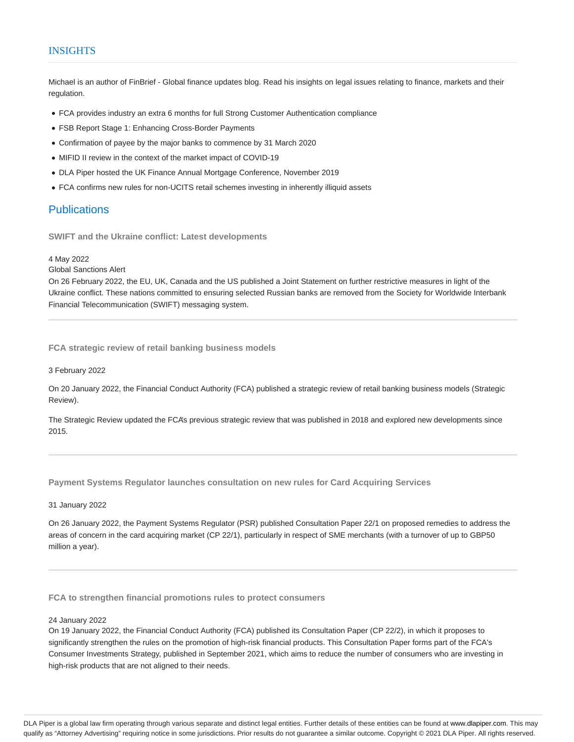## INSIGHTS

Michael is an author of FinBrief - Global finance updates blog. Read his insights on legal issues relating to finance, markets and their regulation.

- FCA provides industry an extra 6 months for full Strong Customer Authentication compliance
- FSB Report Stage 1: Enhancing Cross-Border Payments
- Confirmation of payee by the major banks to commence by 31 March 2020
- MIFID II review in the context of the market impact of COVID-19
- DLA Piper hosted the UK Finance Annual Mortgage Conference, November 2019
- FCA confirms new rules for non-UCITS retail schemes investing in inherently illiquid assets

## Publications

### SWIFT and the Ukraine conflict: Latest developments

4 May 2022
Global Sanctions Alert
On 26 February 2022, the EU, UK, Canada and the US published a Joint Statement on further restrictive measures in light of the Ukraine conflict. These nations committed to ensuring selected Russian banks are removed from the Society for Worldwide Interbank Financial Telecommunication (SWIFT) messaging system.

---

### FCA strategic review of retail banking business models

3 February 2022

On 20 January 2022, the Financial Conduct Authority (FCA) published a strategic review of retail banking business models (Strategic Review).

The Strategic Review updated the FCA's previous strategic review that was published in 2018 and explored new developments since 2015.

---

### Payment Systems Regulator launches consultation on new rules for Card Acquiring Services

31 January 2022

On 26 January 2022, the Payment Systems Regulator (PSR) published Consultation Paper 22/1 on proposed remedies to address the areas of concern in the card acquiring market (CP 22/1), particularly in respect of SME merchants (with a turnover of up to GBP50 million a year).

---

### FCA to strengthen financial promotions rules to protect consumers

24 January 2022
On 19 January 2022, the Financial Conduct Authority (FCA) published its Consultation Paper (CP 22/2), in which it proposes to significantly strengthen the rules on the promotion of high-risk financial products. This Consultation Paper forms part of the FCA's Consumer Investments Strategy, published in September 2021, which aims to reduce the number of consumers who are investing in high-risk products that are not aligned to their needs.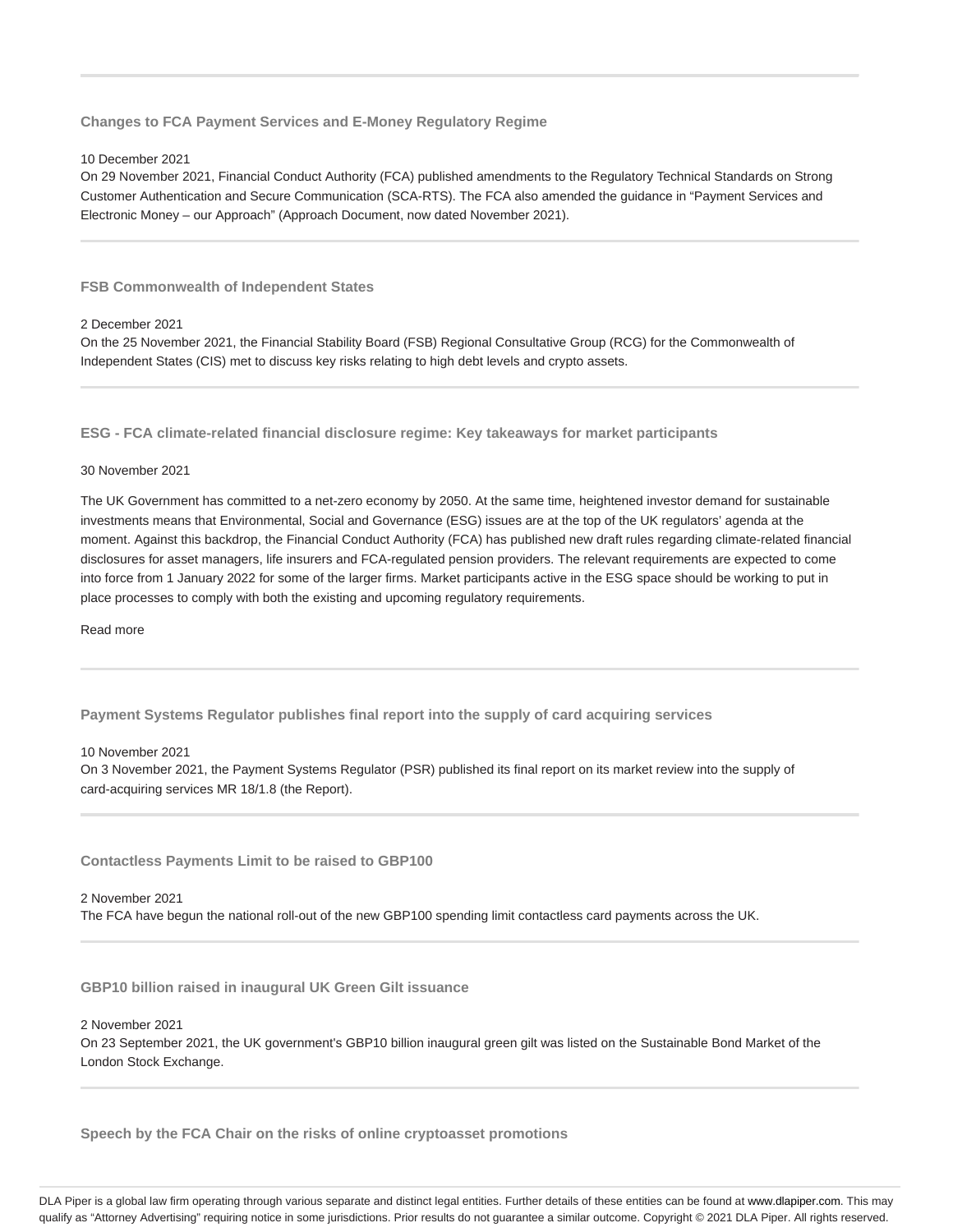### Changes to FCA Payment Services and E-Money Regulatory Regime

10 December 2021

On 29 November 2021, Financial Conduct Authority (FCA) published amendments to the Regulatory Technical Standards on Strong Customer Authentication and Secure Communication (SCA-RTS). The FCA also amended the guidance in "Payment Services and Electronic Money – our Approach" (Approach Document, now dated November 2021).

---

### FSB Commonwealth of Independent States

2 December 2021

On the 25 November 2021, the Financial Stability Board (FSB) Regional Consultative Group (RCG) for the Commonwealth of Independent States (CIS) met to discuss key risks relating to high debt levels and crypto assets.

---

### ESG - FCA climate-related financial disclosure regime: Key takeaways for market participants

30 November 2021

The UK Government has committed to a net-zero economy by 2050. At the same time, heightened investor demand for sustainable investments means that Environmental, Social and Governance (ESG) issues are at the top of the UK regulators' agenda at the moment. Against this backdrop, the Financial Conduct Authority (FCA) has published new draft rules regarding climate-related financial disclosures for asset managers, life insurers and FCA-regulated pension providers. The relevant requirements are expected to come into force from 1 January 2022 for some of the larger firms. Market participants active in the ESG space should be working to put in place processes to comply with both the existing and upcoming regulatory requirements.

Read more

---

### Payment Systems Regulator publishes final report into the supply of card acquiring services

10 November 2021

On 3 November 2021, the Payment Systems Regulator (PSR) published its final report on its market review into the supply of card-acquiring services MR 18/1.8 (the Report).

---

### Contactless Payments Limit to be raised to GBP100

2 November 2021

The FCA have begun the national roll-out of the new GBP100 spending limit contactless card payments across the UK.

---

### GBP10 billion raised in inaugural UK Green Gilt issuance

2 November 2021

On 23 September 2021, the UK government's GBP10 billion inaugural green gilt was listed on the Sustainable Bond Market of the London Stock Exchange.

---

### Speech by the FCA Chair on the risks of online cryptoasset promotions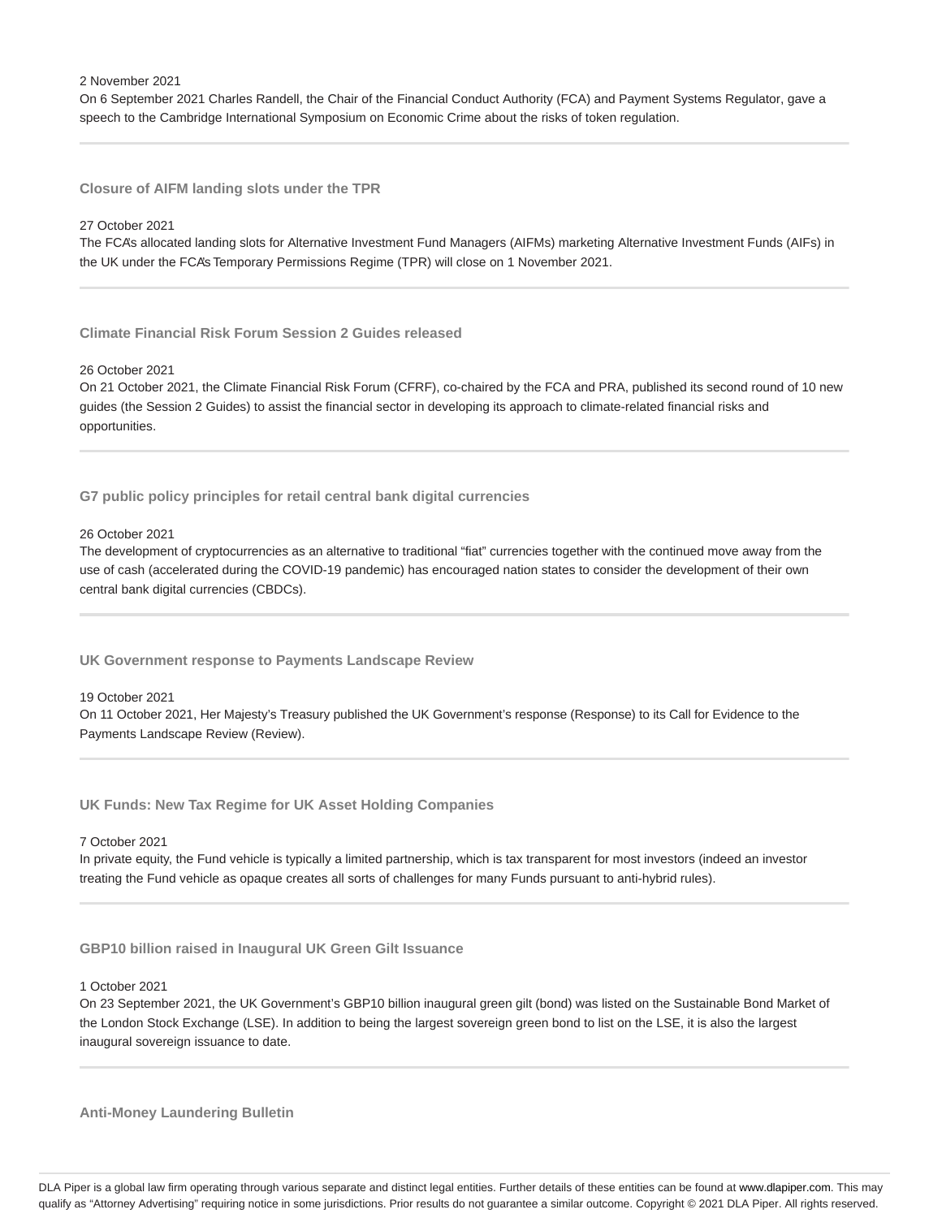2 November 2021

On 6 September 2021 Charles Randell, the Chair of the Financial Conduct Authority (FCA) and Payment Systems Regulator, gave a speech to the Cambridge International Symposium on Economic Crime about the risks of token regulation.

---

### Closure of AIFM landing slots under the TPR

27 October 2021

The FCA's allocated landing slots for Alternative Investment Fund Managers (AIFMs) marketing Alternative Investment Funds (AIFs) in the UK under the FCA's Temporary Permissions Regime (TPR) will close on 1 November 2021.

---

### Climate Financial Risk Forum Session 2 Guides released

26 October 2021

On 21 October 2021, the Climate Financial Risk Forum (CFRF), co-chaired by the FCA and PRA, published its second round of 10 new guides (the Session 2 Guides) to assist the financial sector in developing its approach to climate-related financial risks and opportunities.

---

### G7 public policy principles for retail central bank digital currencies

26 October 2021

The development of cryptocurrencies as an alternative to traditional "fiat" currencies together with the continued move away from the use of cash (accelerated during the COVID-19 pandemic) has encouraged nation states to consider the development of their own central bank digital currencies (CBDCs).

---

### UK Government response to Payments Landscape Review

19 October 2021

On 11 October 2021, Her Majesty's Treasury published the UK Government's response (Response) to its Call for Evidence to the Payments Landscape Review (Review).

---

### UK Funds: New Tax Regime for UK Asset Holding Companies

7 October 2021

In private equity, the Fund vehicle is typically a limited partnership, which is tax transparent for most investors (indeed an investor treating the Fund vehicle as opaque creates all sorts of challenges for many Funds pursuant to anti-hybrid rules).

---

### GBP10 billion raised in Inaugural UK Green Gilt Issuance

1 October 2021

On 23 September 2021, the UK Government's GBP10 billion inaugural green gilt (bond) was listed on the Sustainable Bond Market of the London Stock Exchange (LSE). In addition to being the largest sovereign green bond to list on the LSE, it is also the largest inaugural sovereign issuance to date.

---

### Anti-Money Laundering Bulletin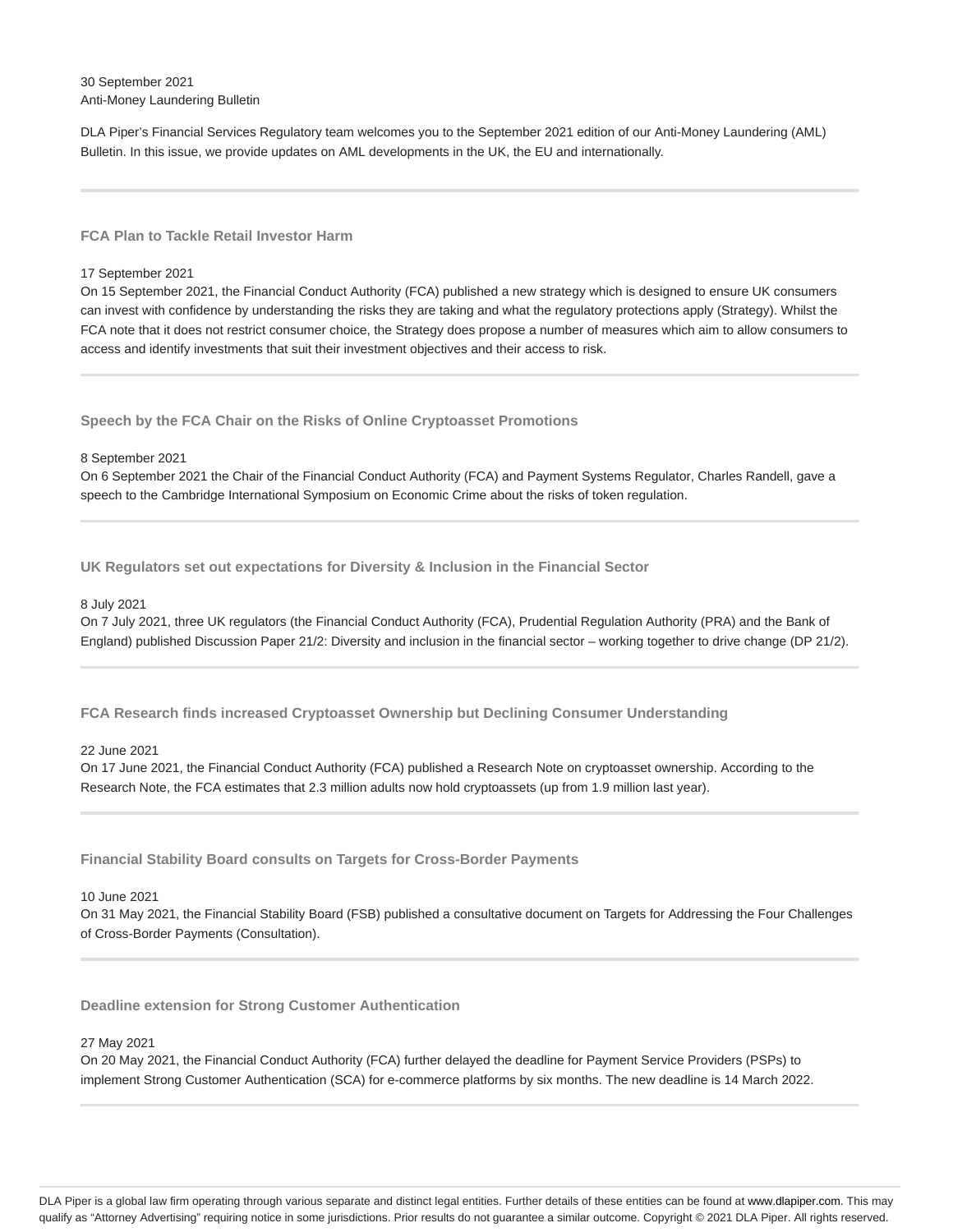30 September 2021
Anti-Money Laundering Bulletin

DLA Piper's Financial Services Regulatory team welcomes you to the September 2021 edition of our Anti-Money Laundering (AML) Bulletin. In this issue, we provide updates on AML developments in the UK, the EU and internationally.

---

### FCA Plan to Tackle Retail Investor Harm

17 September 2021
On 15 September 2021, the Financial Conduct Authority (FCA) published a new strategy which is designed to ensure UK consumers can invest with confidence by understanding the risks they are taking and what the regulatory protections apply (Strategy). Whilst the FCA note that it does not restrict consumer choice, the Strategy does propose a number of measures which aim to allow consumers to access and identify investments that suit their investment objectives and their access to risk.

---

### Speech by the FCA Chair on the Risks of Online Cryptoasset Promotions

8 September 2021
On 6 September 2021 the Chair of the Financial Conduct Authority (FCA) and Payment Systems Regulator, Charles Randell, gave a speech to the Cambridge International Symposium on Economic Crime about the risks of token regulation.

---

### UK Regulators set out expectations for Diversity & Inclusion in the Financial Sector

8 July 2021
On 7 July 2021, three UK regulators (the Financial Conduct Authority (FCA), Prudential Regulation Authority (PRA) and the Bank of England) published Discussion Paper 21/2: Diversity and inclusion in the financial sector – working together to drive change (DP 21/2).

---

### FCA Research finds increased Cryptoasset Ownership but Declining Consumer Understanding

22 June 2021
On 17 June 2021, the Financial Conduct Authority (FCA) published a Research Note on cryptoasset ownership. According to the Research Note, the FCA estimates that 2.3 million adults now hold cryptoassets (up from 1.9 million last year).

---

### Financial Stability Board consults on Targets for Cross-Border Payments

10 June 2021
On 31 May 2021, the Financial Stability Board (FSB) published a consultative document on Targets for Addressing the Four Challenges of Cross-Border Payments (Consultation).

---

### Deadline extension for Strong Customer Authentication

27 May 2021
On 20 May 2021, the Financial Conduct Authority (FCA) further delayed the deadline for Payment Service Providers (PSPs) to implement Strong Customer Authentication (SCA) for e-commerce platforms by six months. The new deadline is 14 March 2022.

---

DLA Piper is a global law firm operating through various separate and distinct legal entities. Further details of these entities can be found at www.dlapiper.com. This may qualify as "Attorney Advertising" requiring notice in some jurisdictions. Prior results do not guarantee a similar outcome. Copyright © 2021 DLA Piper. All rights reserved.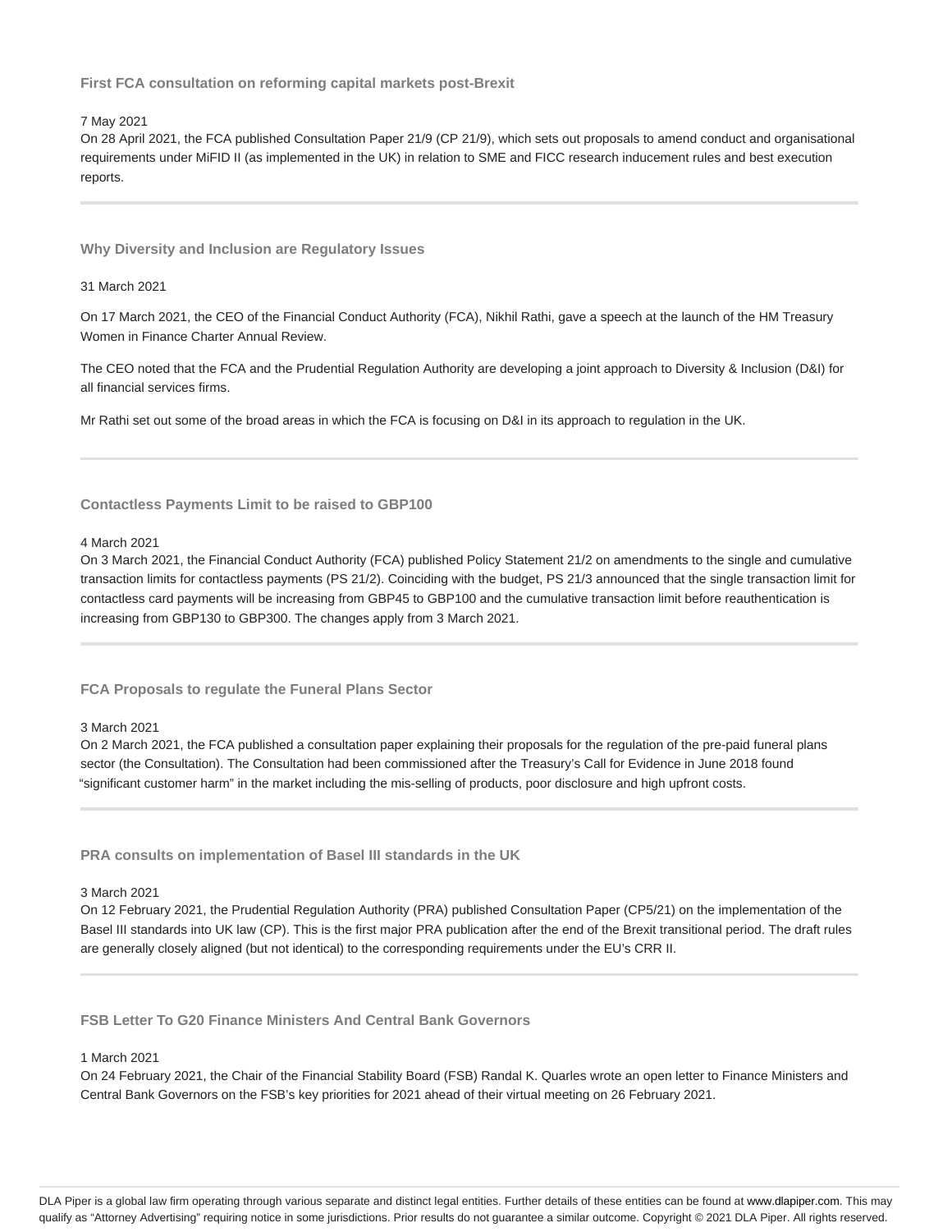### First FCA consultation on reforming capital markets post-Brexit

7 May 2021

On 28 April 2021, the FCA published Consultation Paper 21/9 (CP 21/9), which sets out proposals to amend conduct and organisational requirements under MiFID II (as implemented in the UK) in relation to SME and FICC research inducement rules and best execution reports.

---

### Why Diversity and Inclusion are Regulatory Issues

31 March 2021

On 17 March 2021, the CEO of the Financial Conduct Authority (FCA), Nikhil Rathi, gave a speech at the launch of the HM Treasury Women in Finance Charter Annual Review.

The CEO noted that the FCA and the Prudential Regulation Authority are developing a joint approach to Diversity & Inclusion (D&I) for all financial services firms.

Mr Rathi set out some of the broad areas in which the FCA is focusing on D&I in its approach to regulation in the UK.

---

### Contactless Payments Limit to be raised to GBP100

4 March 2021

On 3 March 2021, the Financial Conduct Authority (FCA) published Policy Statement 21/2 on amendments to the single and cumulative transaction limits for contactless payments (PS 21/2). Coinciding with the budget, PS 21/3 announced that the single transaction limit for contactless card payments will be increasing from GBP45 to GBP100 and the cumulative transaction limit before reauthentication is increasing from GBP130 to GBP300. The changes apply from 3 March 2021.

---

### FCA Proposals to regulate the Funeral Plans Sector

3 March 2021

On 2 March 2021, the FCA published a consultation paper explaining their proposals for the regulation of the pre-paid funeral plans sector (the Consultation). The Consultation had been commissioned after the Treasury's Call for Evidence in June 2018 found "significant customer harm" in the market including the mis-selling of products, poor disclosure and high upfront costs.

---

### PRA consults on implementation of Basel III standards in the UK

3 March 2021

On 12 February 2021, the Prudential Regulation Authority (PRA) published Consultation Paper (CP5/21) on the implementation of the Basel III standards into UK law (CP). This is the first major PRA publication after the end of the Brexit transitional period. The draft rules are generally closely aligned (but not identical) to the corresponding requirements under the EU's CRR II.

---

### FSB Letter To G20 Finance Ministers And Central Bank Governors

1 March 2021

On 24 February 2021, the Chair of the Financial Stability Board (FSB) Randal K. Quarles wrote an open letter to Finance Ministers and Central Bank Governors on the FSB's key priorities for 2021 ahead of their virtual meeting on 26 February 2021.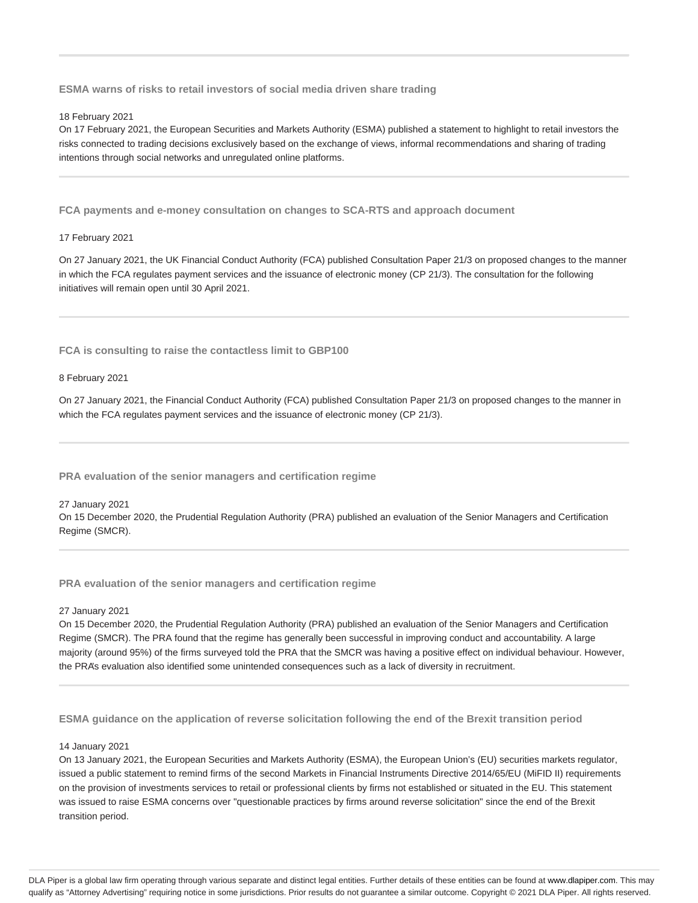### ESMA warns of risks to retail investors of social media driven share trading

18 February 2021

On 17 February 2021, the European Securities and Markets Authority (ESMA) published a statement to highlight to retail investors the risks connected to trading decisions exclusively based on the exchange of views, informal recommendations and sharing of trading intentions through social networks and unregulated online platforms.

### FCA payments and e-money consultation on changes to SCA-RTS and approach document

17 February 2021

On 27 January 2021, the UK Financial Conduct Authority (FCA) published Consultation Paper 21/3 on proposed changes to the manner in which the FCA regulates payment services and the issuance of electronic money (CP 21/3). The consultation for the following initiatives will remain open until 30 April 2021.

### FCA is consulting to raise the contactless limit to GBP100

8 February 2021

On 27 January 2021, the Financial Conduct Authority (FCA) published Consultation Paper 21/3 on proposed changes to the manner in which the FCA regulates payment services and the issuance of electronic money (CP 21/3).

### PRA evaluation of the senior managers and certification regime

27 January 2021

On 15 December 2020, the Prudential Regulation Authority (PRA) published an evaluation of the Senior Managers and Certification Regime (SMCR).

### PRA evaluation of the senior managers and certification regime

27 January 2021

On 15 December 2020, the Prudential Regulation Authority (PRA) published an evaluation of the Senior Managers and Certification Regime (SMCR). The PRA found that the regime has generally been successful in improving conduct and accountability. A large majority (around 95%) of the firms surveyed told the PRA that the SMCR was having a positive effect on individual behaviour. However, the PRA's evaluation also identified some unintended consequences such as a lack of diversity in recruitment.

### ESMA guidance on the application of reverse solicitation following the end of the Brexit transition period

14 January 2021

On 13 January 2021, the European Securities and Markets Authority (ESMA), the European Union's (EU) securities markets regulator, issued a public statement to remind firms of the second Markets in Financial Instruments Directive 2014/65/EU (MiFID II) requirements on the provision of investments services to retail or professional clients by firms not established or situated in the EU. This statement was issued to raise ESMA concerns over "questionable practices by firms around reverse solicitation" since the end of the Brexit transition period.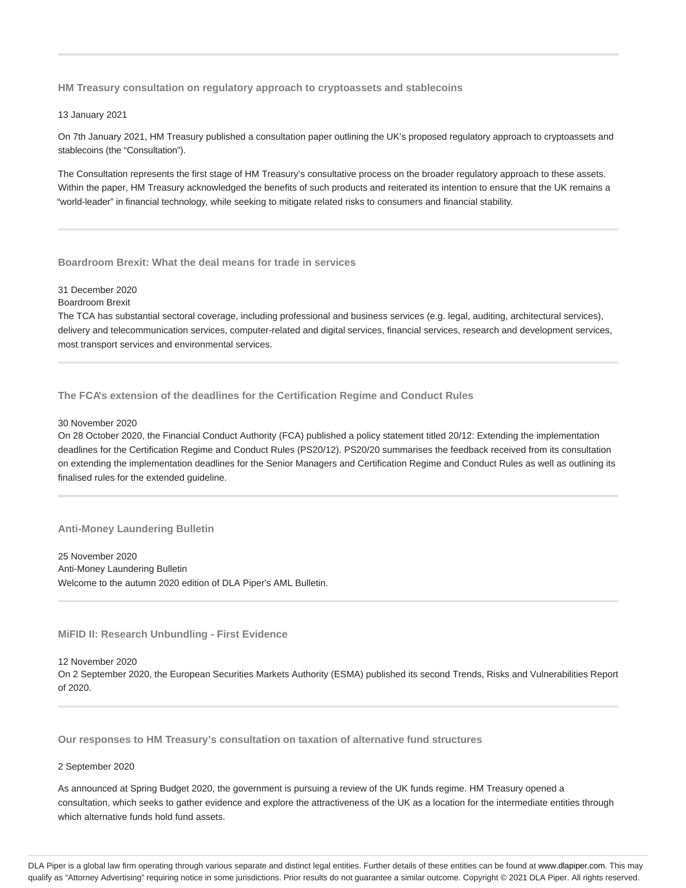### HM Treasury consultation on regulatory approach to cryptoassets and stablecoins

13 January 2021

On 7th January 2021, HM Treasury published a consultation paper outlining the UK's proposed regulatory approach to cryptoassets and stablecoins (the "Consultation").

The Consultation represents the first stage of HM Treasury's consultative process on the broader regulatory approach to these assets. Within the paper, HM Treasury acknowledged the benefits of such products and reiterated its intention to ensure that the UK remains a "world-leader" in financial technology, while seeking to mitigate related risks to consumers and financial stability.

---

### Boardroom Brexit: What the deal means for trade in services

31 December 2020
Boardroom Brexit
The TCA has substantial sectoral coverage, including professional and business services (e.g. legal, auditing, architectural services), delivery and telecommunication services, computer-related and digital services, financial services, research and development services, most transport services and environmental services.

---

### The FCA's extension of the deadlines for the Certification Regime and Conduct Rules

30 November 2020
On 28 October 2020, the Financial Conduct Authority (FCA) published a policy statement titled 20/12: Extending the implementation deadlines for the Certification Regime and Conduct Rules (PS20/12). PS20/20 summarises the feedback received from its consultation on extending the implementation deadlines for the Senior Managers and Certification Regime and Conduct Rules as well as outlining its finalised rules for the extended guideline.

---

### Anti-Money Laundering Bulletin

25 November 2020
Anti-Money Laundering Bulletin
Welcome to the autumn 2020 edition of DLA Piper's AML Bulletin.

---

### MiFID II: Research Unbundling - First Evidence

12 November 2020
On 2 September 2020, the European Securities Markets Authority (ESMA) published its second Trends, Risks and Vulnerabilities Report of 2020.

---

### Our responses to HM Treasury's consultation on taxation of alternative fund structures

2 September 2020

As announced at Spring Budget 2020, the government is pursuing a review of the UK funds regime. HM Treasury opened a consultation, which seeks to gather evidence and explore the attractiveness of the UK as a location for the intermediate entities through which alternative funds hold fund assets.

DLA Piper is a global law firm operating through various separate and distinct legal entities. Further details of these entities can be found at www.dlapiper.com. This may qualify as "Attorney Advertising" requiring notice in some jurisdictions. Prior results do not guarantee a similar outcome. Copyright © 2021 DLA Piper. All rights reserved.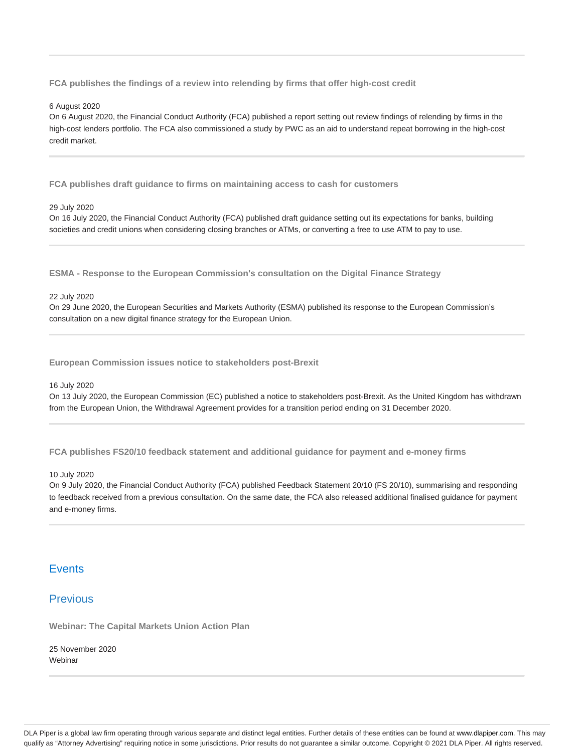---

**FCA publishes the findings of a review into relending by firms that offer high-cost credit**

6 August 2020
On 6 August 2020, the Financial Conduct Authority (FCA) published a report setting out review findings of relending by firms in the high-cost lenders portfolio. The FCA also commissioned a study by PWC as an aid to understand repeat borrowing in the high-cost credit market.

---

**FCA publishes draft guidance to firms on maintaining access to cash for customers**

29 July 2020
On 16 July 2020, the Financial Conduct Authority (FCA) published draft guidance setting out its expectations for banks, building societies and credit unions when considering closing branches or ATMs, or converting a free to use ATM to pay to use.

---

**ESMA - Response to the European Commission's consultation on the Digital Finance Strategy**

22 July 2020
On 29 June 2020, the European Securities and Markets Authority (ESMA) published its response to the European Commission's consultation on a new digital finance strategy for the European Union.

---

**European Commission issues notice to stakeholders post-Brexit**

16 July 2020
On 13 July 2020, the European Commission (EC) published a notice to stakeholders post-Brexit. As the United Kingdom has withdrawn from the European Union, the Withdrawal Agreement provides for a transition period ending on 31 December 2020.

---

**FCA publishes FS20/10 feedback statement and additional guidance for payment and e-money firms**

10 July 2020
On 9 July 2020, the Financial Conduct Authority (FCA) published Feedback Statement 20/10 (FS 20/10), summarising and responding to feedback received from a previous consultation. On the same date, the FCA also released additional finalised guidance for payment and e-money firms.

---

## Events

## Previous

**Webinar: The Capital Markets Union Action Plan**

25 November 2020
Webinar

---

DLA Piper is a global law firm operating through various separate and distinct legal entities. Further details of these entities can be found at www.dlapiper.com. This may qualify as "Attorney Advertising" requiring notice in some jurisdictions. Prior results do not guarantee a similar outcome. Copyright © 2021 DLA Piper. All rights reserved.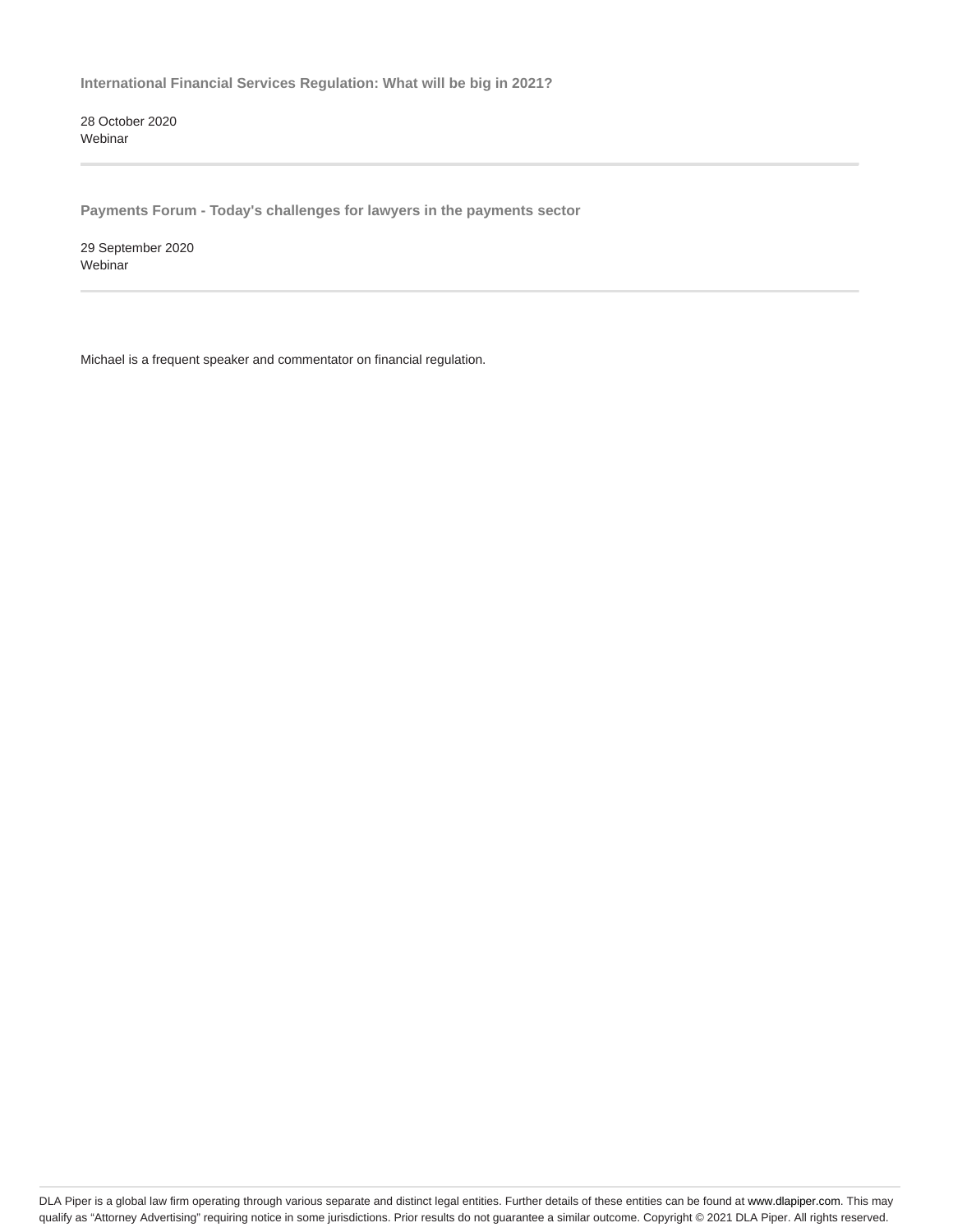**International Financial Services Regulation: What will be big in 2021?**

28 October 2020
Webinar

---

**Payments Forum - Today's challenges for lawyers in the payments sector**

29 September 2020
Webinar

---

Michael is a frequent speaker and commentator on financial regulation.

DLA Piper is a global law firm operating through various separate and distinct legal entities. Further details of these entities can be found at www.dlapiper.com. This may qualify as "Attorney Advertising" requiring notice in some jurisdictions. Prior results do not guarantee a similar outcome. Copyright © 2021 DLA Piper. All rights reserved.